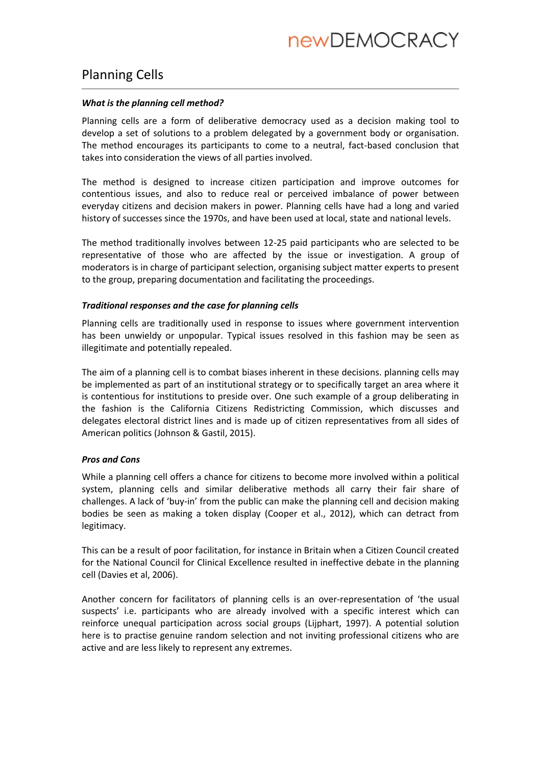# Planning Cells

***What is the planning cell method?***

Planning cells are a form of deliberative democracy used as a decision making tool to develop a set of solutions to a problem delegated by a government body or organisation. The method encourages its participants to come to a neutral, fact-based conclusion that takes into consideration the views of all parties involved.

The method is designed to increase citizen participation and improve outcomes for contentious issues, and also to reduce real or perceived imbalance of power between everyday citizens and decision makers in power. Planning cells have had a long and varied history of successes since the 1970s, and have been used at local, state and national levels.

The method traditionally involves between 12-25 paid participants who are selected to be representative of those who are affected by the issue or investigation. A group of moderators is in charge of participant selection, organising subject matter experts to present to the group, preparing documentation and facilitating the proceedings.

***Traditional responses and the case for planning cells***

Planning cells are traditionally used in response to issues where government intervention has been unwieldy or unpopular. Typical issues resolved in this fashion may be seen as illegitimate and potentially repealed.

The aim of a planning cell is to combat biases inherent in these decisions. planning cells may be implemented as part of an institutional strategy or to specifically target an area where it is contentious for institutions to preside over. One such example of a group deliberating in the fashion is the California Citizens Redistricting Commission, which discusses and delegates electoral district lines and is made up of citizen representatives from all sides of American politics (Johnson & Gastil, 2015).

***Pros and Cons***

While a planning cell offers a chance for citizens to become more involved within a political system, planning cells and similar deliberative methods all carry their fair share of challenges. A lack of 'buy-in' from the public can make the planning cell and decision making bodies be seen as making a token display (Cooper et al., 2012), which can detract from legitimacy.

This can be a result of poor facilitation, for instance in Britain when a Citizen Council created for the National Council for Clinical Excellence resulted in ineffective debate in the planning cell (Davies et al, 2006).

Another concern for facilitators of planning cells is an over-representation of 'the usual suspects' i.e. participants who are already involved with a specific interest which can reinforce unequal participation across social groups (Lijphart, 1997). A potential solution here is to practise genuine random selection and not inviting professional citizens who are active and are less likely to represent any extremes.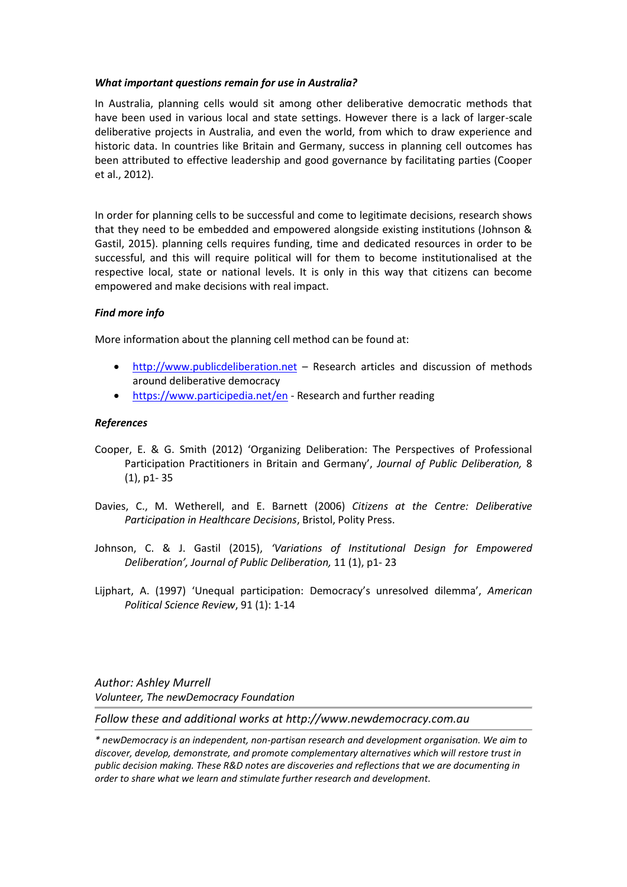### *What important questions remain for use in Australia?*

In Australia, planning cells would sit among other deliberative democratic methods that have been used in various local and state settings. However there is a lack of larger-scale deliberative projects in Australia, and even the world, from which to draw experience and historic data. In countries like Britain and Germany, success in planning cell outcomes has been attributed to effective leadership and good governance by facilitating parties (Cooper et al., 2012).

In order for planning cells to be successful and come to legitimate decisions, research shows that they need to be embedded and empowered alongside existing institutions (Johnson & Gastil, 2015). planning cells requires funding, time and dedicated resources in order to be successful, and this will require political will for them to become institutionalised at the respective local, state or national levels. It is only in this way that citizens can become empowered and make decisions with real impact.

### *Find more info*

More information about the planning cell method can be found at:

- http://www.publicdeliberation.net – Research articles and discussion of methods around deliberative democracy
- https://www.participedia.net/en - Research and further reading

### *References*

Cooper, E. & G. Smith (2012) 'Organizing Deliberation: The Perspectives of Professional Participation Practitioners in Britain and Germany', *Journal of Public Deliberation,* 8 (1), p1- 35

Davies, C., M. Wetherell, and E. Barnett (2006) *Citizens at the Centre: Deliberative Participation in Healthcare Decisions*, Bristol, Polity Press.

Johnson, C. & J. Gastil (2015), *'Variations of Institutional Design for Empowered Deliberation', Journal of Public Deliberation,* 11 (1), p1- 23

Lijphart, A. (1997) 'Unequal participation: Democracy's unresolved dilemma', *American Political Science Review*, 91 (1): 1-14

*Author: Ashley Murrell*
*Volunteer, The newDemocracy Foundation*

*Follow these and additional works at http://www.newdemocracy.com.au*

*\* newDemocracy is an independent, non-partisan research and development organisation. We aim to discover, develop, demonstrate, and promote complementary alternatives which will restore trust in public decision making. These R&D notes are discoveries and reflections that we are documenting in order to share what we learn and stimulate further research and development.*